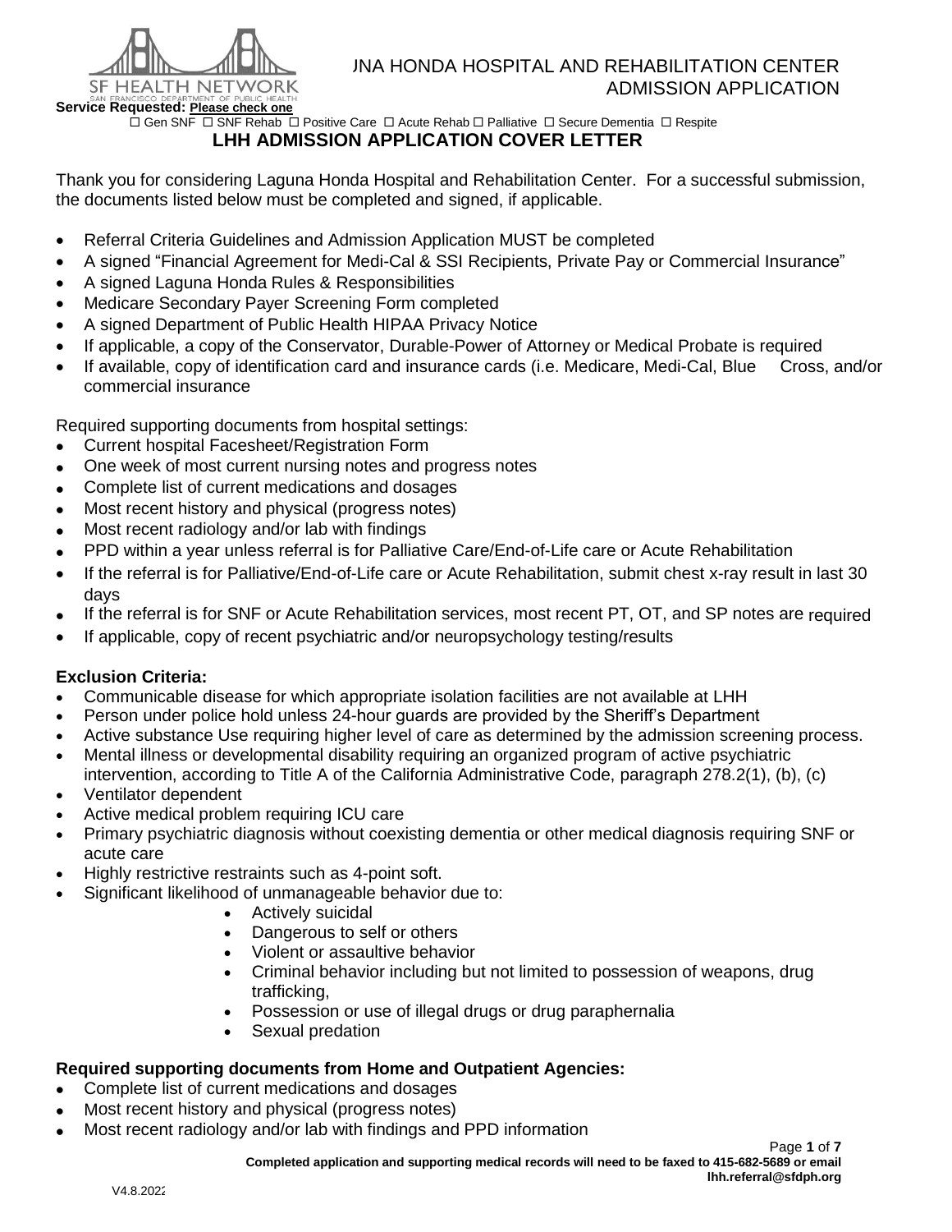# LAGUNA HONDA HOSPITAL AND REHABILITATION CENTER ADMISSION APPLICATION

**Service Requested: Please check one**

☐ Gen SNF ☐ SNF Rehab ☐ Positive Care ☐ Acute Rehab ☐ Palliative ☐ Secure Dementia ☐ Respite

## LHH ADMISSION APPLICATION COVER LETTER

Thank you for considering Laguna Honda Hospital and Rehabilitation Center. For a successful submission, the documents listed below must be completed and signed, if applicable.

- Referral Criteria Guidelines and Admission Application MUST be completed
- A signed "Financial Agreement for Medi-Cal & SSI Recipients, Private Pay or Commercial Insurance"
- A signed Laguna Honda Rules & Responsibilities
- Medicare Secondary Payer Screening Form completed
- A signed Department of Public Health HIPAA Privacy Notice
- If applicable, a copy of the Conservator, Durable-Power of Attorney or Medical Probate is required
- If available, copy of identification card and insurance cards (i.e. Medicare, Medi-Cal, Blue Cross, and/or commercial insurance

Required supporting documents from hospital settings:

- Current hospital Facesheet/Registration Form
- One week of most current nursing notes and progress notes
- Complete list of current medications and dosages
- Most recent history and physical (progress notes)
- Most recent radiology and/or lab with findings
- PPD within a year unless referral is for Palliative Care/End-of-Life care or Acute Rehabilitation
- If the referral is for Palliative/End-of-Life care or Acute Rehabilitation, submit chest x-ray result in last 30 days
- If the referral is for SNF or Acute Rehabilitation services, most recent PT, OT, and SP notes are required
- If applicable, copy of recent psychiatric and/or neuropsychology testing/results

### Exclusion Criteria:

- Communicable disease for which appropriate isolation facilities are not available at LHH
- Person under police hold unless 24-hour guards are provided by the Sheriff's Department
- Active substance Use requiring higher level of care as determined by the admission screening process.
- Mental illness or developmental disability requiring an organized program of active psychiatric intervention, according to Title A of the California Administrative Code, paragraph 278.2(1), (b), (c)
- Ventilator dependent
- Active medical problem requiring ICU care
- Primary psychiatric diagnosis without coexisting dementia or other medical diagnosis requiring SNF or acute care
- Highly restrictive restraints such as 4-point soft.
- Significant likelihood of unmanageable behavior due to:
  - Actively suicidal
  - Dangerous to self or others
  - Violent or assaultive behavior
  - Criminal behavior including but not limited to possession of weapons, drug trafficking,
  - Possession or use of illegal drugs or drug paraphernalia
  - Sexual predation

### Required supporting documents from Home and Outpatient Agencies:

- Complete list of current medications and dosages
- Most recent history and physical (progress notes)
- Most recent radiology and/or lab with findings and PPD information

**Completed application and supporting medical records will need to be faxed to 415-682-5689 or email lhh.referral@sfdph.org**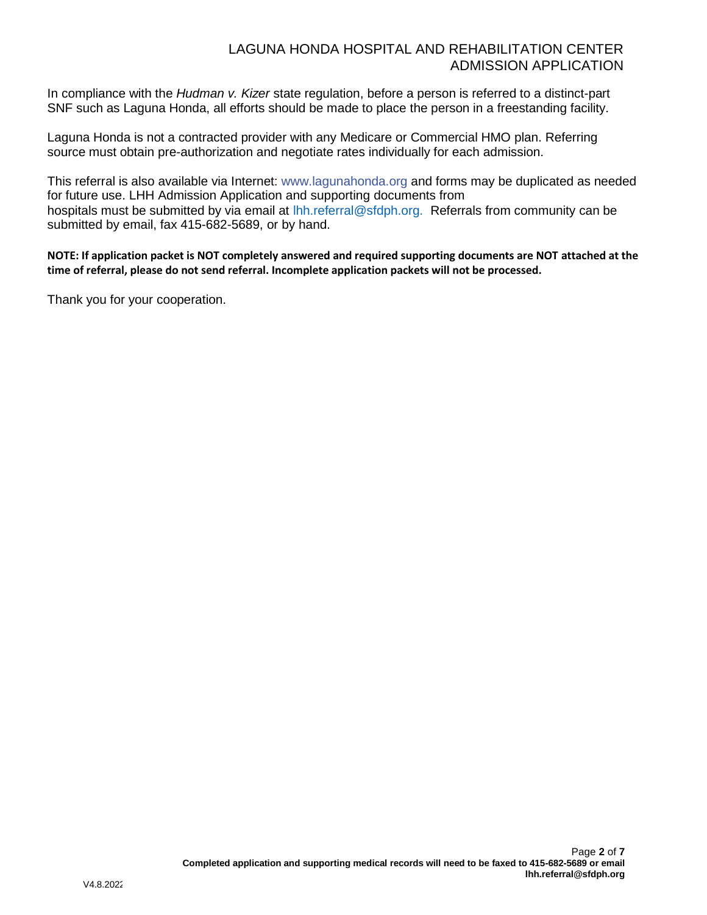In compliance with the *Hudman v. Kizer* state regulation, before a person is referred to a distinct-part SNF such as Laguna Honda, all efforts should be made to place the person in a freestanding facility.

Laguna Honda is not a contracted provider with any Medicare or Commercial HMO plan. Referring source must obtain pre-authorization and negotiate rates individually for each admission.

This referral is also available via Internet: www.lagunahonda.org and forms may be duplicated as needed for future use. LHH Admission Application and supporting documents from hospitals must be submitted by via email at lhh.referral@sfdph.org. Referrals from community can be submitted by email, fax 415-682-5689, or by hand.

**NOTE: If application packet is NOT completely answered and required supporting documents are NOT attached at the time of referral, please do not send referral. Incomplete application packets will not be processed.**

Thank you for your cooperation.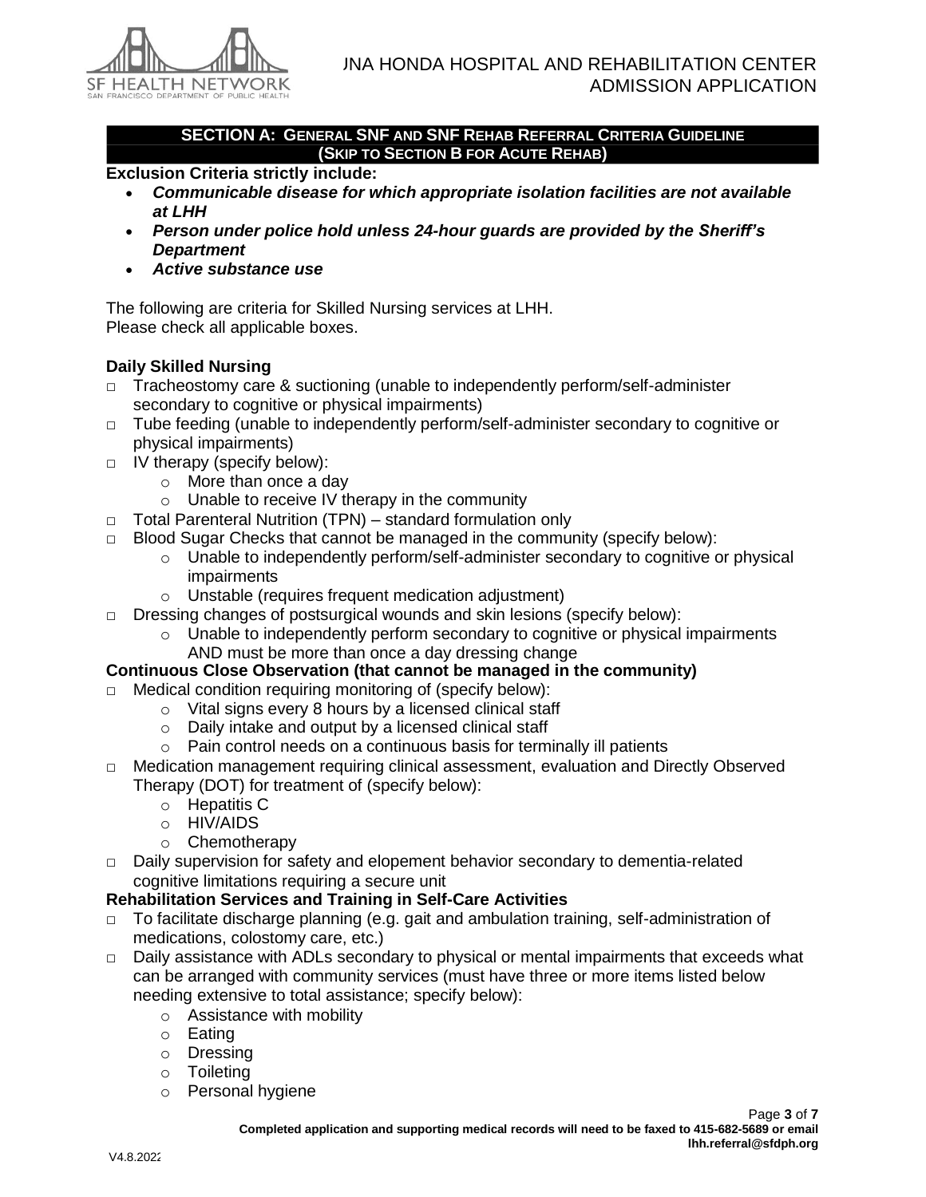# LAGUNA HONDA HOSPITAL AND REHABILITATION CENTER ADMISSION APPLICATION

## SECTION A: GENERAL SNF AND SNF REHAB REFERRAL CRITERIA GUIDELINE (SKIP TO SECTION B FOR ACUTE REHAB)

**Exclusion Criteria strictly include:**

- ***Communicable disease for which appropriate isolation facilities are not available at LHH***
- ***Person under police hold unless 24-hour guards are provided by the Sheriff's Department***
- ***Active substance use***

The following are criteria for Skilled Nursing services at LHH.
Please check all applicable boxes.

**Daily Skilled Nursing**

- ☐ Tracheostomy care & suctioning (unable to independently perform/self-administer secondary to cognitive or physical impairments)
- ☐ Tube feeding (unable to independently perform/self-administer secondary to cognitive or physical impairments)
- ☐ IV therapy (specify below):
  - More than once a day
  - Unable to receive IV therapy in the community
- ☐ Total Parenteral Nutrition (TPN) – standard formulation only
- ☐ Blood Sugar Checks that cannot be managed in the community (specify below):
  - Unable to independently perform/self-administer secondary to cognitive or physical impairments
  - Unstable (requires frequent medication adjustment)
- ☐ Dressing changes of postsurgical wounds and skin lesions (specify below):
  - Unable to independently perform secondary to cognitive or physical impairments AND must be more than once a day dressing change

**Continuous Close Observation (that cannot be managed in the community)**

- ☐ Medical condition requiring monitoring of (specify below):
  - Vital signs every 8 hours by a licensed clinical staff
  - Daily intake and output by a licensed clinical staff
  - Pain control needs on a continuous basis for terminally ill patients
- ☐ Medication management requiring clinical assessment, evaluation and Directly Observed Therapy (DOT) for treatment of (specify below):
  - Hepatitis C
  - HIV/AIDS
  - Chemotherapy
- ☐ Daily supervision for safety and elopement behavior secondary to dementia-related cognitive limitations requiring a secure unit

**Rehabilitation Services and Training in Self-Care Activities**

- ☐ To facilitate discharge planning (e.g. gait and ambulation training, self-administration of medications, colostomy care, etc.)
- ☐ Daily assistance with ADLs secondary to physical or mental impairments that exceeds what can be arranged with community services (must have three or more items listed below needing extensive to total assistance; specify below):
  - Assistance with mobility
  - Eating
  - Dressing
  - Toileting
  - Personal hygiene

**Completed application and supporting medical records will need to be faxed to 415-682-5689 or email lhh.referral@sfdph.org**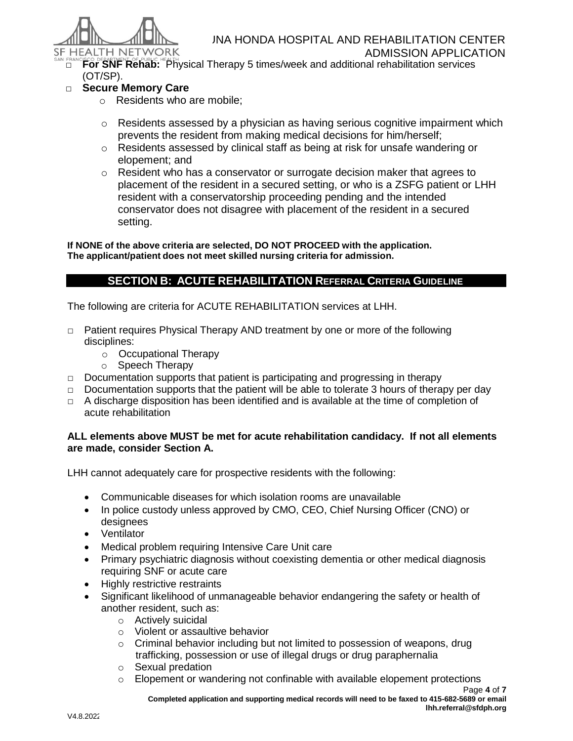- ☐ **For SNF Rehab:** Physical Therapy 5 times/week and additional rehabilitation services (OT/SP).
- ☐ **Secure Memory Care**
  - Residents who are mobile;
  - Residents assessed by a physician as having serious cognitive impairment which prevents the resident from making medical decisions for him/herself;
  - Residents assessed by clinical staff as being at risk for unsafe wandering or elopement; and
  - Resident who has a conservator or surrogate decision maker that agrees to placement of the resident in a secured setting, or who is a ZSFG patient or LHH resident with a conservatorship proceeding pending and the intended conservator does not disagree with placement of the resident in a secured setting.

**If NONE of the above criteria are selected, DO NOT PROCEED with the application. The applicant/patient does not meet skilled nursing criteria for admission.**

## SECTION B: ACUTE REHABILITATION REFERRAL CRITERIA GUIDELINE

The following are criteria for ACUTE REHABILITATION services at LHH.

- ☐ Patient requires Physical Therapy AND treatment by one or more of the following disciplines:
  - Occupational Therapy
  - Speech Therapy
- ☐ Documentation supports that patient is participating and progressing in therapy
- ☐ Documentation supports that the patient will be able to tolerate 3 hours of therapy per day
- ☐ A discharge disposition has been identified and is available at the time of completion of acute rehabilitation

**ALL elements above MUST be met for acute rehabilitation candidacy. If not all elements are made, consider Section A.**

LHH cannot adequately care for prospective residents with the following:

- Communicable diseases for which isolation rooms are unavailable
- In police custody unless approved by CMO, CEO, Chief Nursing Officer (CNO) or designees
- Ventilator
- Medical problem requiring Intensive Care Unit care
- Primary psychiatric diagnosis without coexisting dementia or other medical diagnosis requiring SNF or acute care
- Highly restrictive restraints
- Significant likelihood of unmanageable behavior endangering the safety or health of another resident, such as:
  - Actively suicidal
  - Violent or assaultive behavior
  - Criminal behavior including but not limited to possession of weapons, drug trafficking, possession or use of illegal drugs or drug paraphernalia
  - Sexual predation
  - Elopement or wandering not confinable with available elopement protections

**Completed application and supporting medical records will need to be faxed to 415-682-5689 or email lhh.referral@sfdph.org**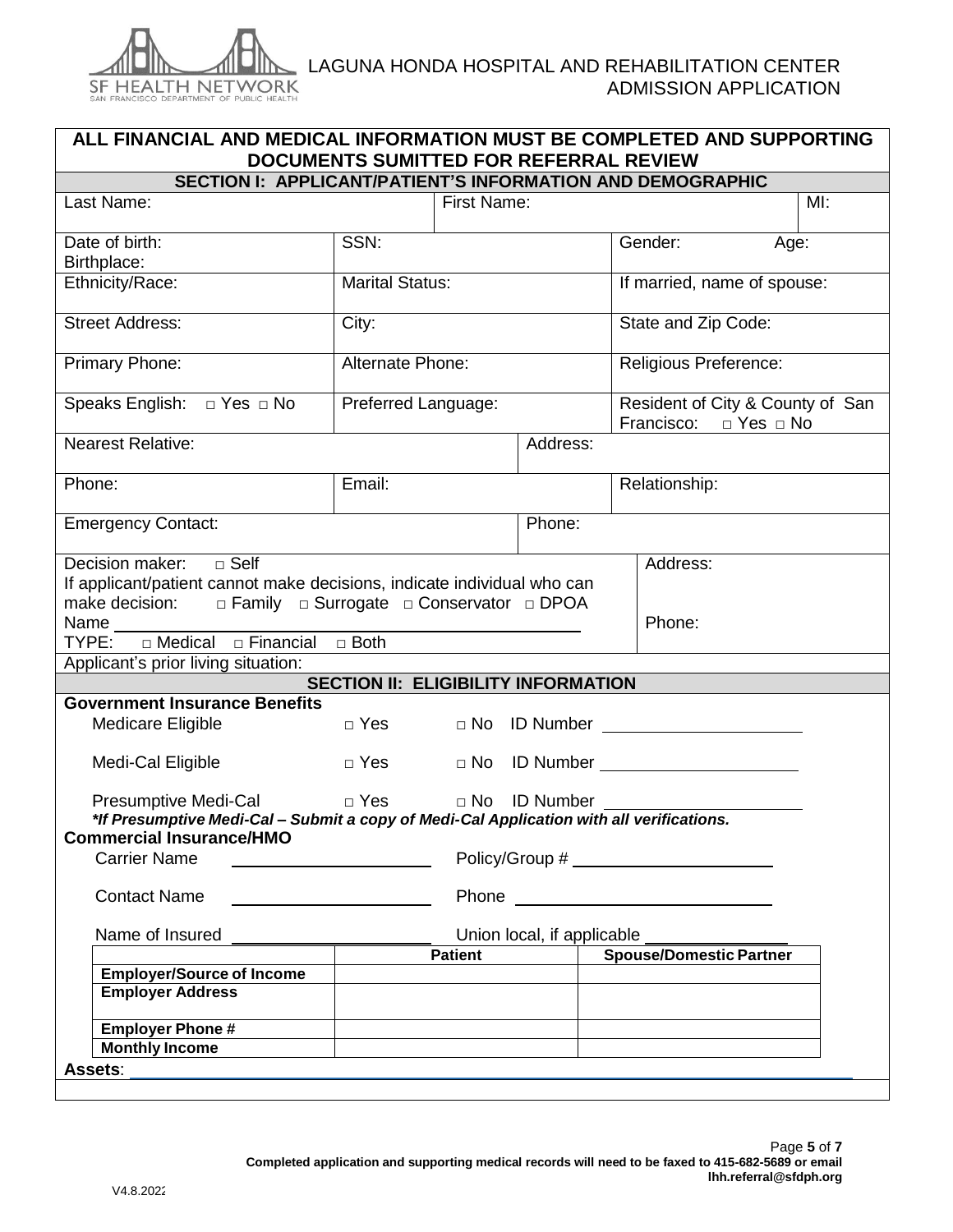LAGUNA HONDA HOSPITAL AND REHABILITATION CENTER
ADMISSION APPLICATION

## ALL FINANCIAL AND MEDICAL INFORMATION MUST BE COMPLETED AND SUPPORTING DOCUMENTS SUMITTED FOR REFERRAL REVIEW

### SECTION I: APPLICANT/PATIENT'S INFORMATION AND DEMOGRAPHIC

| | | |
|---|---|---|
| Last Name: | First Name: | MI: |
| Date of birth:<br>Birthplace: | SSN: | Gender: Age: |
| Ethnicity/Race: | Marital Status: | If married, name of spouse: |
| Street Address: | City: | State and Zip Code: |
| Primary Phone: | Alternate Phone: | Religious Preference: |
| Speaks English: □ Yes □ No | Preferred Language: | Resident of City & County of San Francisco: □ Yes □ No |
| Nearest Relative: | Address: | |
| Phone: | Email: | Relationship: |
| Emergency Contact: | Phone: | |

Decision maker: □ Self
If applicant/patient cannot make decisions, indicate individual who can make decision: □ Family □ Surrogate □ Conservator □ DPOA
Name ______________________________
TYPE: □ Medical □ Financial □ Both

Address:

Phone:

Applicant's prior living situation:

### SECTION II: ELIGIBILITY INFORMATION

**Government Insurance Benefits**

Medicare Eligible □ Yes □ No ID Number ____________________

Medi-Cal Eligible □ Yes □ No ID Number ____________________

Presumptive Medi-Cal □ Yes □ No ID Number ____________________

***If Presumptive Medi-Cal – Submit a copy of Medi-Cal Application with all verifications.***

**Commercial Insurance/HMO**

Carrier Name ____________________ Policy/Group # ____________________

Contact Name ____________________ Phone ____________________

Name of Insured ____________________ Union local, if applicable ______________

| | Patient | Spouse/Domestic Partner |
|---|---|---|
| **Employer/Source of Income** | | |
| **Employer Address** | | |
| **Employer Phone #** | | |
| **Monthly Income** | | |

**Assets**: ____________________________________________

**Completed application and supporting medical records will need to be faxed to 415-682-5689 or email lhh.referral@sfdph.org**

V4.8.2022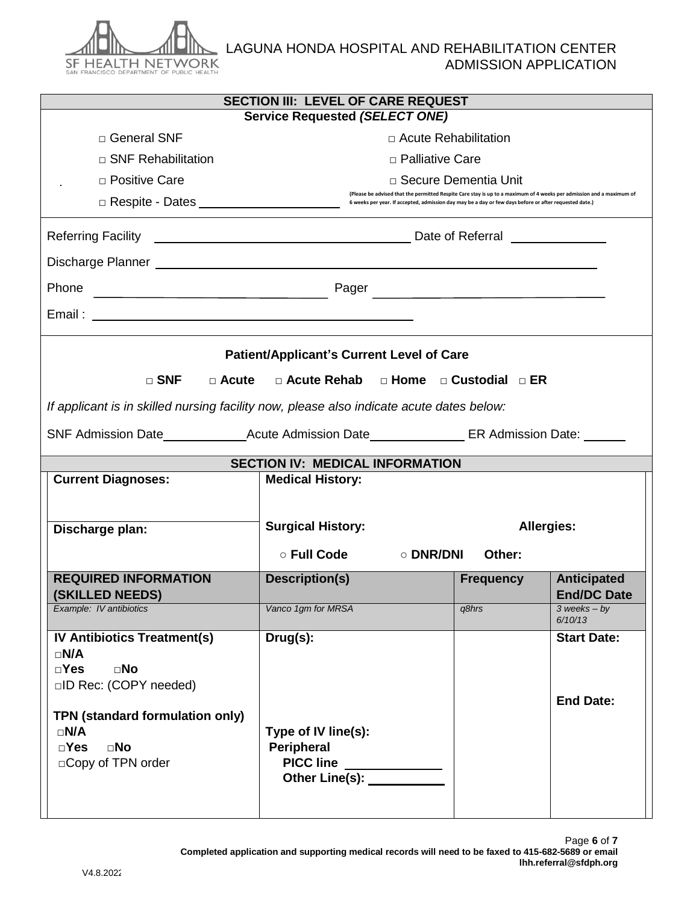LAGUNA HONDA HOSPITAL AND REHABILITATION CENTER
ADMISSION APPLICATION

## SECTION III: LEVEL OF CARE REQUEST

**Service Requested *(SELECT ONE)***

□ General SNF □ Acute Rehabilitation

□ SNF Rehabilitation □ Palliative Care

□ Positive Care □ Secure Dementia Unit

□ Respite - Dates ____________________

(Please be advised that the permitted Respite Care stay is up to a maximum of 4 weeks per admission and a maximum of 6 weeks per year. If accepted, admission day may be a day or few days before or after requested date.)

Referring Facility ______________________________________ Date of Referral ______________

Discharge Planner ________________________________________________________________

Phone ______________________________ Pager ______________________________

Email : ____________________________________________

**Patient/Applicant's Current Level of Care**

**□ SNF □ Acute □ Acute Rehab □ Home □ Custodial □ ER**

*If applicant is in skilled nursing facility now, please also indicate acute dates below:*

SNF Admission Date____________Acute Admission Date______________ ER Admission Date: ______

## SECTION IV: MEDICAL INFORMATION

| **Current Diagnoses:** | **Medical History:** | | |
|---|---|---|---|
| **Discharge plan:** | **Surgical History:** | **Allergies:** | |
| | ○ **Full Code** ○ **DNR/DNI** | **Other:** | |
| **REQUIRED INFORMATION (SKILLED NEEDS)** | **Description(s)** | **Frequency** | **Anticipated End/DC Date** |
| *Example: IV antibiotics* | *Vanco 1gm for MRSA* | *q8hrs* | *3 weeks – by 6/10/13* |
| **IV Antibiotics Treatment(s)** □**N/A** □**Yes** □**No** □ID Rec: (COPY needed) **TPN (standard formulation only)** □**N/A** □**Yes** □**No** □Copy of TPN order | **Drug(s):** **Type of IV line(s):** **Peripheral** **PICC line** ______________ **Other Line(s):** ___________ | | **Start Date:** **End Date:** |

**Completed application and supporting medical records will need to be faxed to 415-682-5689 or email lhh.referral@sfdph.org**

V4.8.2022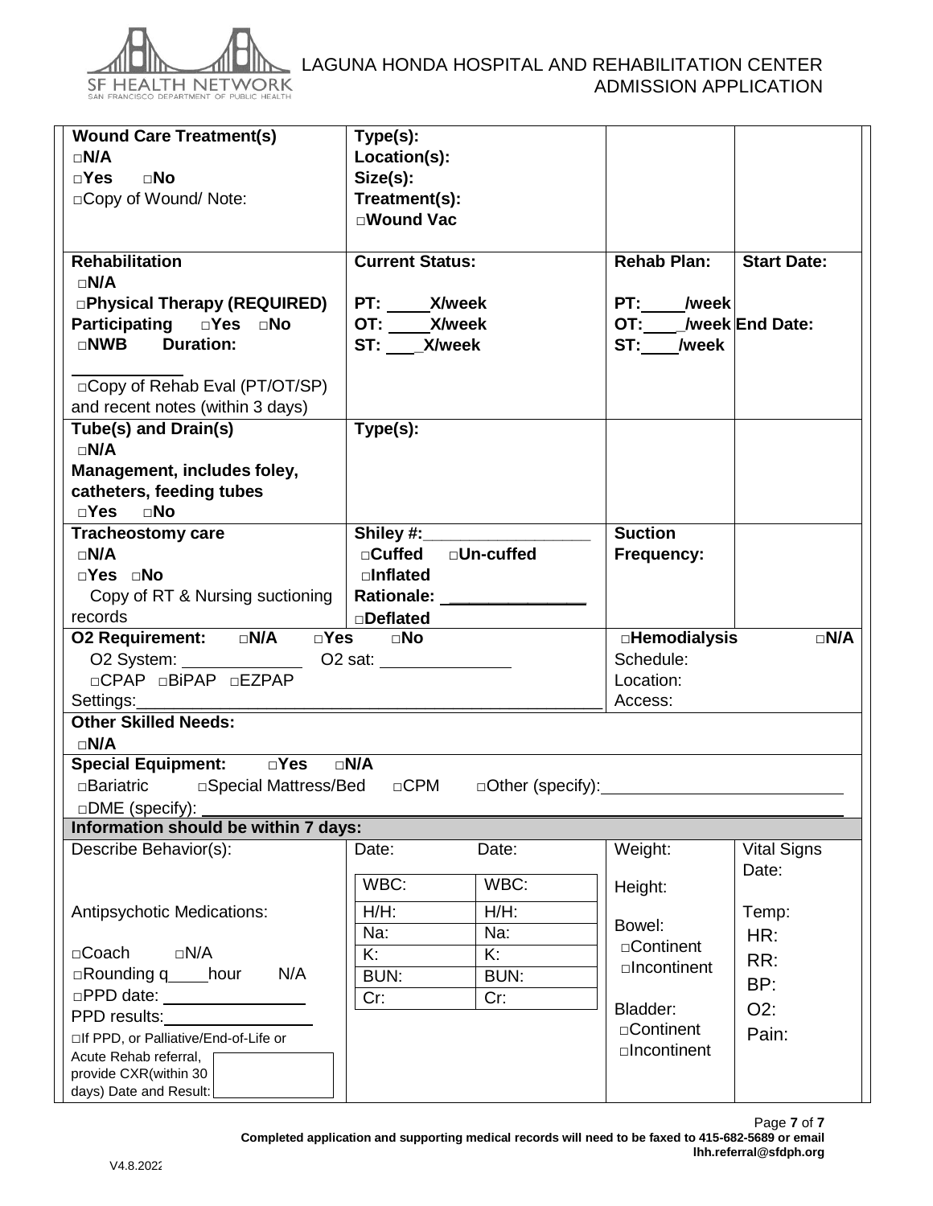LAGUNA HONDA HOSPITAL AND REHABILITATION CENTER
ADMISSION APPLICATION

| | | | |
|---|---|---|---|
| **Wound Care Treatment(s)**<br>□**N/A**<br>□**Yes** □**No**<br>□Copy of Wound/ Note: | **Type(s):**<br>**Location(s):**<br>**Size(s):**<br>**Treatment(s):**<br>□**Wound Vac** | | |
| **Rehabilitation**<br>□**N/A**<br>□**Physical Therapy (REQUIRED)**<br>**Participating** □**Yes** □**No**<br>□**NWB Duration:**<br>\_\_\_\_\_\_\_\_\_\_\_\_<br>□Copy of Rehab Eval (PT/OT/SP) and recent notes (within 3 days) | **Current Status:**<br><br>**PT: \_\_\_\_\_X/week**<br>**OT: \_\_\_\_\_X/week**<br>**ST: \_\_\_\_X/week** | **Rehab Plan:**<br><br>**PT:\_\_\_\_\_/week**<br>**OT:\_\_\_\_\_/week**<br>**ST:\_\_\_\_\_/week** | **Start Date:**<br><br><br>**End Date:** |
| **Tube(s) and Drain(s)**<br>□**N/A**<br>**Management, includes foley, catheters, feeding tubes**<br>□**Yes** □**No** | **Type(s):** | | |
| **Tracheostomy care**<br>□**N/A**<br>□**Yes** □**No**<br>Copy of RT & Nursing suctioning records | **Shiley #:\_\_\_\_\_\_\_\_\_\_\_\_\_\_\_\_\_\_**<br>□**Cuffed** □**Un-cuffed**<br>□**Inflated**<br>**Rationale: \_\_\_\_\_\_\_\_\_\_\_\_\_\_\_\_**<br>□**Deflated** | **Suction Frequency:** | |
| **O2 Requirement:** □**N/A** □**Yes** □**No**<br>O2 System: \_\_\_\_\_\_\_\_\_\_\_\_\_\_ O2 sat: \_\_\_\_\_\_\_\_\_\_\_\_\_\_\_<br>□CPAP □BiPAP □EZPAP<br>Settings:\_\_\_\_\_\_\_\_\_\_\_\_\_\_\_\_\_\_\_\_\_\_\_\_\_\_\_\_\_\_\_\_\_\_\_\_\_\_\_\_ | | □**Hemodialysis**<br>Schedule:<br>Location:<br>Access: | □**N/A** |
| **Other Skilled Needs:**<br>□**N/A** | | | |
| **Special Equipment:** □**Yes** □**N/A**<br>□Bariatric □Special Mattress/Bed □CPM □Other (specify):\_\_\_\_\_\_\_\_\_\_\_\_\_\_\_\_\_\_\_\_\_\_\_\_\_\_\_<br>□DME (specify): \_\_\_\_\_\_\_\_\_\_\_\_\_\_\_\_\_\_\_\_\_\_\_\_\_\_\_\_\_\_\_\_\_\_\_\_\_\_\_\_\_\_\_\_\_\_\_\_\_\_\_\_\_\_\_\_\_\_ | | | |
| **Information should be within 7 days:** | | | |
| Describe Behavior(s):<br><br><br>Antipsychotic Medications:<br><br>□Coach □N/A<br>□Rounding q\_\_\_\_\_hour N/A<br>□PPD date: \_\_\_\_\_\_\_\_\_\_\_\_\_\_\_\_<br>PPD results:\_\_\_\_\_\_\_\_\_\_\_\_\_\_\_\_<br>□If PPD, or Palliative/End-of-Life or Acute Rehab referral, provide CXR(within 30 days) Date and Result: | Date: Date:<br>WBC: WBC:<br>H/H: H/H:<br>Na: Na:<br>K: K:<br>BUN: BUN:<br>Cr: Cr: | Weight:<br><br>Height:<br><br>Bowel:<br>□Continent<br>□Incontinent<br><br>Bladder:<br>□Continent<br>□Incontinent | Vital Signs Date:<br><br>Temp:<br>HR:<br>RR:<br>BP:<br>O2:<br>Pain: |

**Completed application and supporting medical records will need to be faxed to 415-682-5689 or email lhh.referral@sfdph.org**

V4.8.2022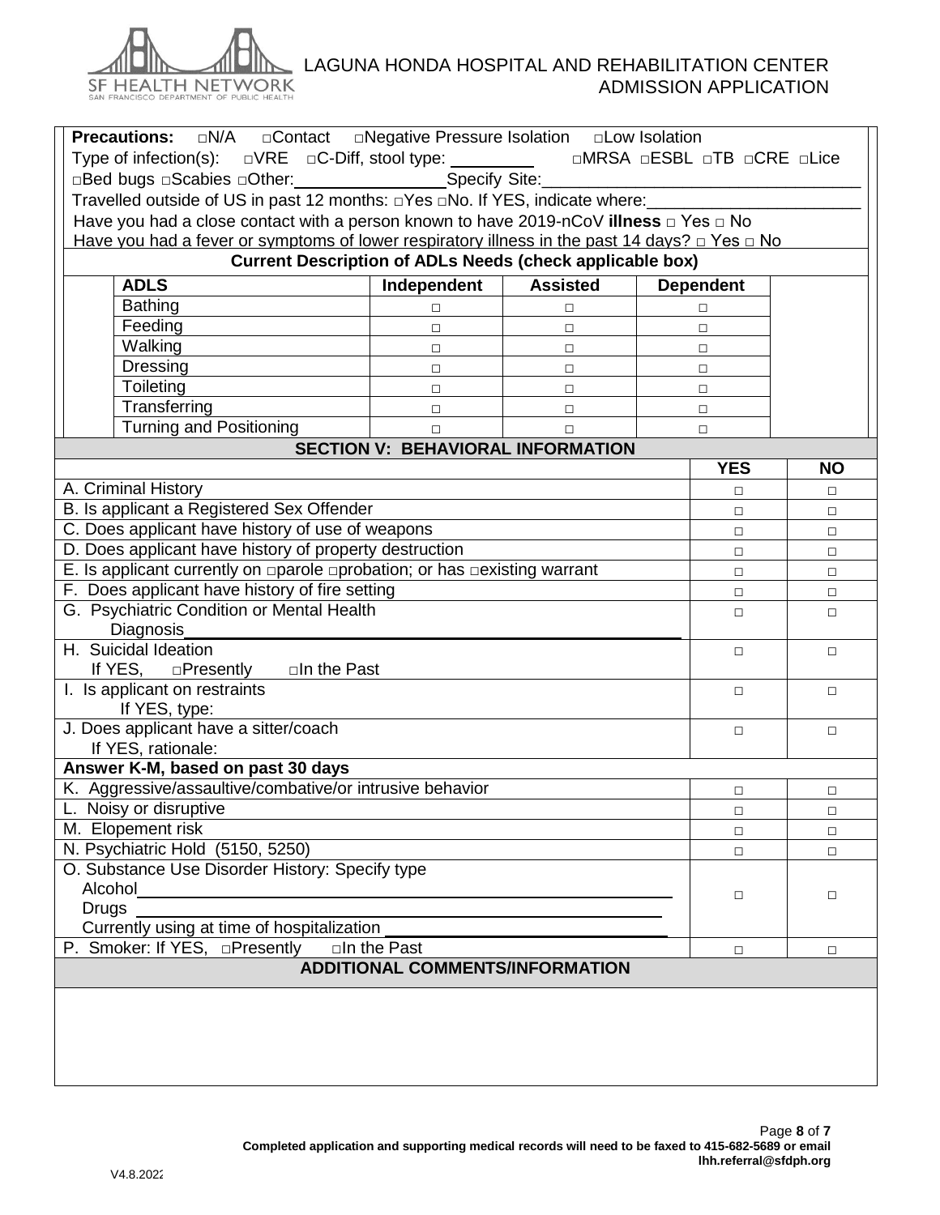LAGUNA HONDA HOSPITAL AND REHABILITATION CENTER
ADMISSION APPLICATION

**Precautions:** □N/A □Contact □Negative Pressure Isolation □Low Isolation

Type of infection(s): □VRE □C-Diff, stool type: ________ □MRSA □ESBL □TB □CRE □Lice

□Bed bugs □Scabies □Other:________________Specify Site:__________________________________

Travelled outside of US in past 12 months: □Yes □No. If YES, indicate where:______________________

Have you had a close contact with a person known to have 2019-nCoV **illness** □ Yes □ No

Have you had a fever or symptoms of lower respiratory illness in the past 14 days? □ Yes □ No

**Current Description of ADLs Needs (check applicable box)**

| ADLS | Independent | Assisted | Dependent |
|---|---|---|---|
| Bathing | □ | □ | □ |
| Feeding | □ | □ | □ |
| Walking | □ | □ | □ |
| Dressing | □ | □ | □ |
| Toileting | □ | □ | □ |
| Transferring | □ | □ | □ |
| Turning and Positioning | □ | □ | □ |

## SECTION V: BEHAVIORAL INFORMATION

| | YES | NO |
|---|---|---|
| A. Criminal History | □ | □ |
| B. Is applicant a Registered Sex Offender | □ | □ |
| C. Does applicant have history of use of weapons | □ | □ |
| D. Does applicant have history of property destruction | □ | □ |
| E. Is applicant currently on □parole □probation; or has □existing warrant | □ | □ |
| F. Does applicant have history of fire setting | □ | □ |
| G. Psychiatric Condition or Mental Health Diagnosis________________________________ | □ | □ |
| H. Suicidal Ideation If YES, □Presently □In the Past | □ | □ |
| I. Is applicant on restraints If YES, type: | □ | □ |
| J. Does applicant have a sitter/coach If YES, rationale: | □ | □ |
| **Answer K-M, based on past 30 days** | | |
| K. Aggressive/assaultive/combative/or intrusive behavior | □ | □ |
| L. Noisy or disruptive | □ | □ |
| M. Elopement risk | □ | □ |
| N. Psychiatric Hold (5150, 5250) | □ | □ |
| O. Substance Use Disorder History: Specify type Alcohol________________________ Drugs ________________________ Currently using at time of hospitalization ________________ | □ | □ |
| P. Smoker: If YES, □Presently □In the Past | □ | □ |

## ADDITIONAL COMMENTS/INFORMATION

**Completed application and supporting medical records will need to be faxed to 415-682-5689 or email lhh.referral@sfdph.org**

V4.8.2022